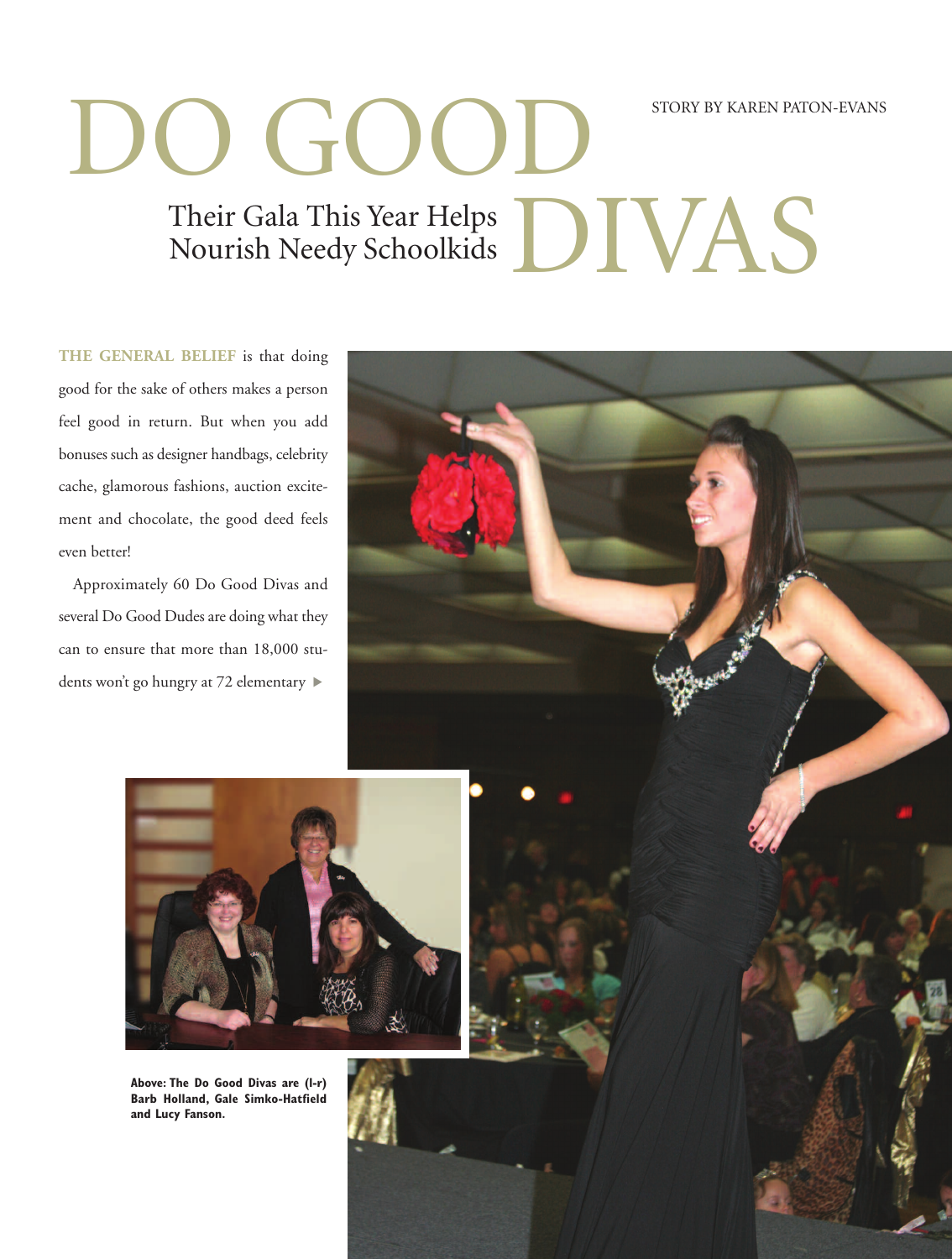# DO GOOD DIVAS

## Their Gala This Year Helps Nourish Needy Schoolkids

STORY BY KAREN PATON-EVANS

**THE GENERAL BELIEF** is that doing good for the sake of others makes a person feel good in return. But when you add bonuses such as designer handbags, celebrity cache, glamorous fashions, auction excitement and chocolate, the good deed feels even better!

Approximately 60 Do Good Divas and several Do Good Dudes are doing what they can to ensure that more than 18,000 students won't go hungry at 72 elementary ▶

**Above: The Do Good Divas are (l-r) Barb Holland, Gale Simko-Hatfield and Lucy Fanson.**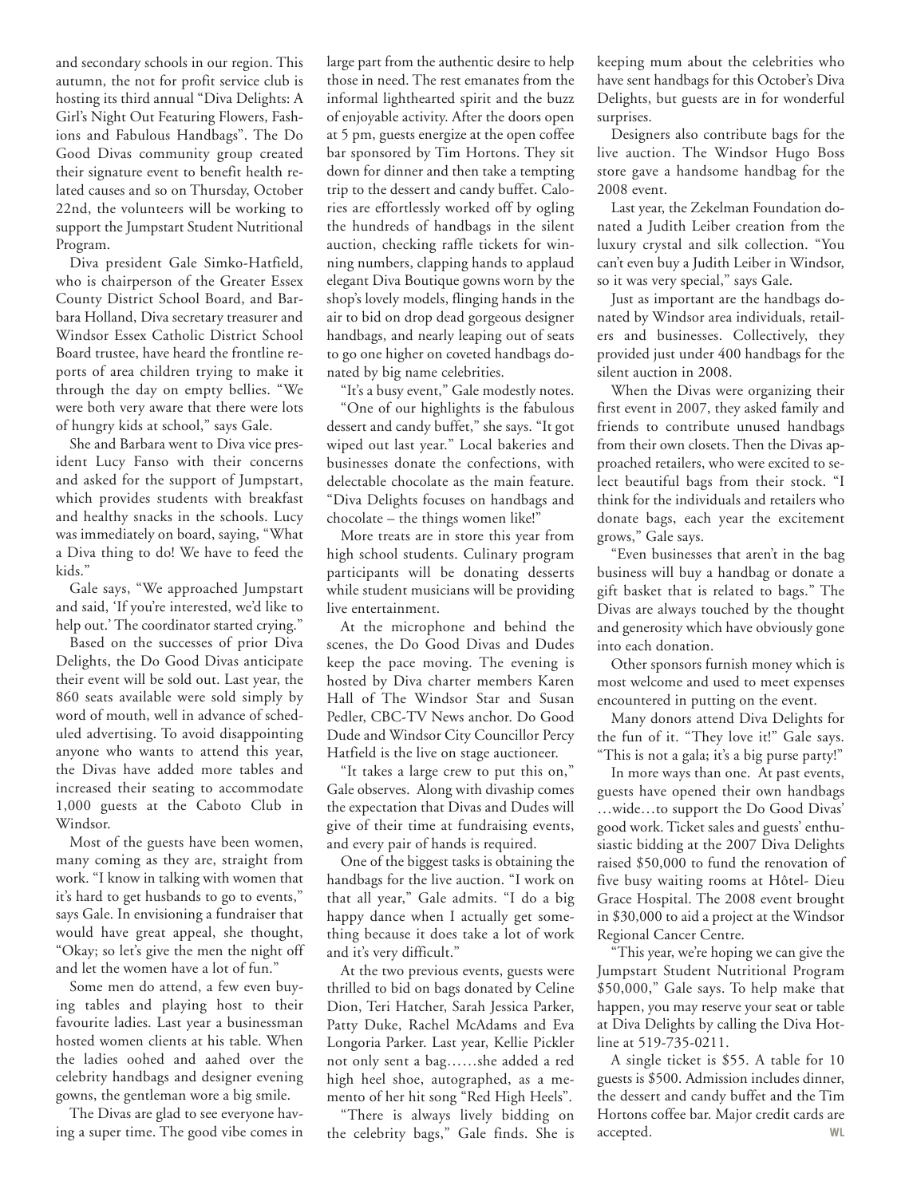and secondary schools in our region. This autumn, the not for profit service club is hosting its third annual "Diva Delights: A Girl's Night Out Featuring Flowers, Fashions and Fabulous Handbags". The Do Good Divas community group created their signature event to benefit health related causes and so on Thursday, October 22nd, the volunteers will be working to support the Jumpstart Student Nutritional Program.

Diva president Gale Simko-Hatfield, who is chairperson of the Greater Essex County District School Board, and Barbara Holland, Diva secretary treasurer and Windsor Essex Catholic District School Board trustee, have heard the frontline reports of area children trying to make it through the day on empty bellies. "We were both very aware that there were lots of hungry kids at school," says Gale.

She and Barbara went to Diva vice president Lucy Fanso with their concerns and asked for the support of Jumpstart, which provides students with breakfast and healthy snacks in the schools. Lucy was immediately on board, saying, "What a Diva thing to do! We have to feed the kids."

Gale says, "We approached Jumpstart and said, 'If you're interested, we'd like to help out.' The coordinator started crying."

Based on the successes of prior Diva Delights, the Do Good Divas anticipate their event will be sold out. Last year, the 860 seats available were sold simply by word of mouth, well in advance of scheduled advertising. To avoid disappointing anyone who wants to attend this year, the Divas have added more tables and increased their seating to accommodate 1,000 guests at the Caboto Club in Windsor.

Most of the guests have been women, many coming as they are, straight from work. "I know in talking with women that it's hard to get husbands to go to events," says Gale. In envisioning a fundraiser that would have great appeal, she thought, "Okay; so let's give the men the night off and let the women have a lot of fun."

Some men do attend, a few even buying tables and playing host to their favourite ladies. Last year a businessman hosted women clients at his table. When the ladies oohed and aahed over the celebrity handbags and designer evening gowns, the gentleman wore a big smile.

The Divas are glad to see everyone having a super time. The good vibe comes in large part from the authentic desire to help those in need. The rest emanates from the informal lighthearted spirit and the buzz of enjoyable activity. After the doors open at 5 pm, guests energize at the open coffee bar sponsored by Tim Hortons. They sit down for dinner and then take a tempting trip to the dessert and candy buffet. Calories are effortlessly worked off by ogling the hundreds of handbags in the silent auction, checking raffle tickets for winning numbers, clapping hands to applaud elegant Diva Boutique gowns worn by the shop's lovely models, flinging hands in the air to bid on drop dead gorgeous designer handbags, and nearly leaping out of seats to go one higher on coveted handbags donated by big name celebrities.

"It's a busy event," Gale modestly notes.

"One of our highlights is the fabulous dessert and candy buffet," she says. "It got wiped out last year." Local bakeries and businesses donate the confections, with delectable chocolate as the main feature. "Diva Delights focuses on handbags and chocolate – the things women like!"

More treats are in store this year from high school students. Culinary program participants will be donating desserts while student musicians will be providing live entertainment.

At the microphone and behind the scenes, the Do Good Divas and Dudes keep the pace moving. The evening is hosted by Diva charter members Karen Hall of The Windsor Star and Susan Pedler, CBC-TV News anchor. Do Good Dude and Windsor City Councillor Percy Hatfield is the live on stage auctioneer.

"It takes a large crew to put this on," Gale observes. Along with divaship comes the expectation that Divas and Dudes will give of their time at fundraising events, and every pair of hands is required.

One of the biggest tasks is obtaining the handbags for the live auction. "I work on that all year," Gale admits. "I do a big happy dance when I actually get something because it does take a lot of work and it's very difficult."

At the two previous events, guests were thrilled to bid on bags donated by Celine Dion, Teri Hatcher, Sarah Jessica Parker, Patty Duke, Rachel McAdams and Eva Longoria Parker. Last year, Kellie Pickler not only sent a bag……she added a red high heel shoe, autographed, as a memento of her hit song "Red High Heels".

"There is always lively bidding on the celebrity bags," Gale finds. She is keeping mum about the celebrities who have sent handbags for this October's Diva Delights, but guests are in for wonderful surprises.

Designers also contribute bags for the live auction. The Windsor Hugo Boss store gave a handsome handbag for the 2008 event.

Last year, the Zekelman Foundation donated a Judith Leiber creation from the luxury crystal and silk collection. "You can't even buy a Judith Leiber in Windsor, so it was very special," says Gale.

Just as important are the handbags donated by Windsor area individuals, retailers and businesses. Collectively, they provided just under 400 handbags for the silent auction in 2008.

When the Divas were organizing their first event in 2007, they asked family and friends to contribute unused handbags from their own closets. Then the Divas approached retailers, who were excited to select beautiful bags from their stock. "I think for the individuals and retailers who donate bags, each year the excitement grows," Gale says.

"Even businesses that aren't in the bag business will buy a handbag or donate a gift basket that is related to bags." The Divas are always touched by the thought and generosity which have obviously gone into each donation.

Other sponsors furnish money which is most welcome and used to meet expenses encountered in putting on the event.

Many donors attend Diva Delights for the fun of it. "They love it!" Gale says. "This is not a gala; it's a big purse party!"

In more ways than one. At past events, guests have opened their own handbags …wide…to support the Do Good Divas' good work. Ticket sales and guests' enthusiastic bidding at the 2007 Diva Delights raised $50,000 to fund the renovation of five busy waiting rooms at Hôtel- Dieu Grace Hospital. The 2008 event brought in $30,000 to aid a project at the Windsor Regional Cancer Centre.

"This year, we're hoping we can give the Jumpstart Student Nutritional Program $50,000," Gale says. To help make that happen, you may reserve your seat or table at Diva Delights by calling the Diva Hotline at 519-735-0211.

A single ticket is $55. A table for 10 guests is $500. Admission includes dinner, the dessert and candy buffet and the Tim Hortons coffee bar. Major credit cards are accepted. **WL**